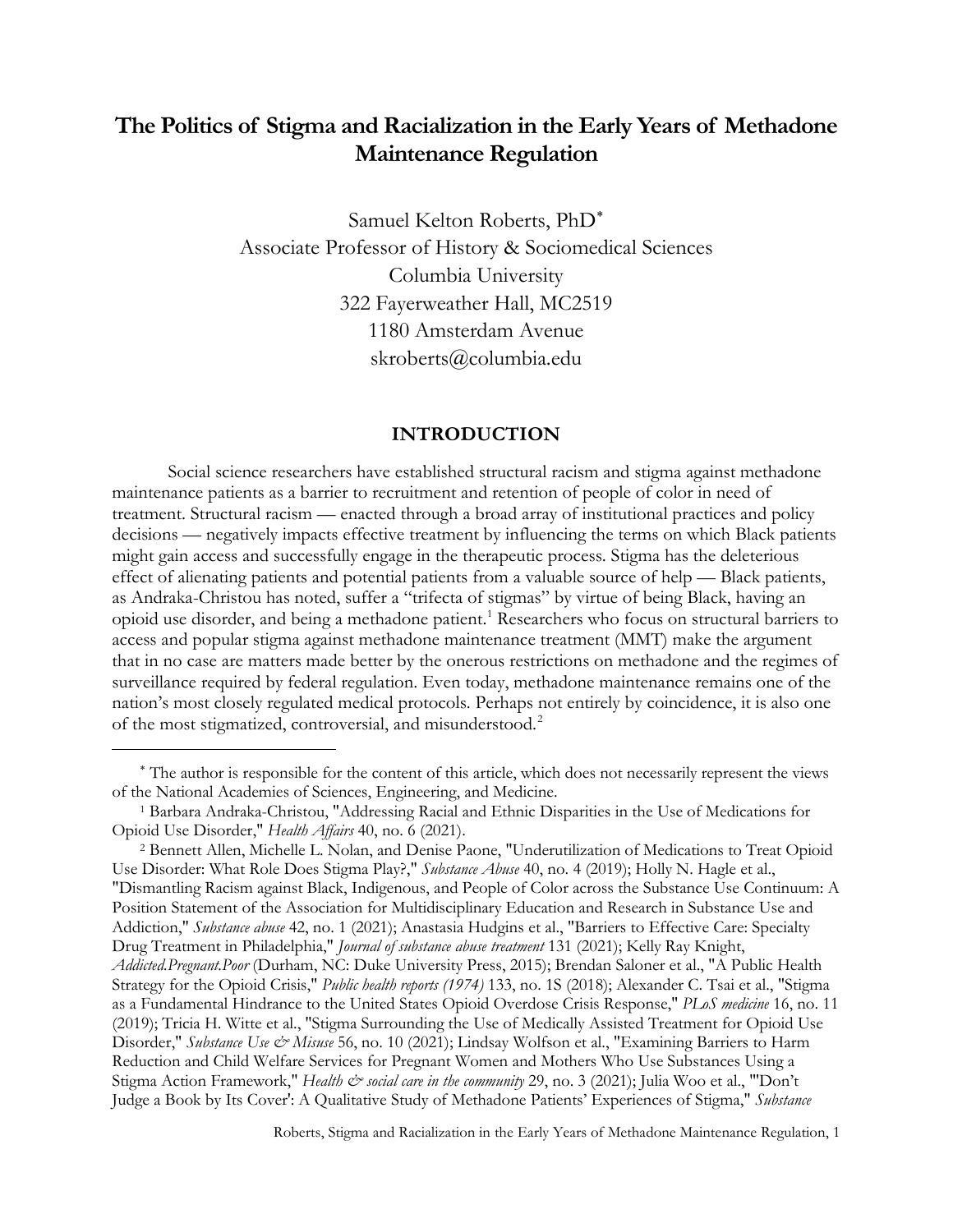# The Politics of Stigma and Racialization in the Early Years of Methadone Maintenance Regulation

Samuel Kelton Roberts, PhD*
Associate Professor of History & Sociomedical Sciences
Columbia University
322 Fayerweather Hall, MC2519
1180 Amsterdam Avenue
skroberts@columbia.edu

## INTRODUCTION

Social science researchers have established structural racism and stigma against methadone maintenance patients as a barrier to recruitment and retention of people of color in need of treatment. Structural racism — enacted through a broad array of institutional practices and policy decisions — negatively impacts effective treatment by influencing the terms on which Black patients might gain access and successfully engage in the therapeutic process. Stigma has the deleterious effect of alienating patients and potential patients from a valuable source of help — Black patients, as Andraka-Christou has noted, suffer a "trifecta of stigmas" by virtue of being Black, having an opioid use disorder, and being a methadone patient.[1] Researchers who focus on structural barriers to access and popular stigma against methadone maintenance treatment (MMT) make the argument that in no case are matters made better by the onerous restrictions on methadone and the regimes of surveillance required by federal regulation. Even today, methadone maintenance remains one of the nation's most closely regulated medical protocols. Perhaps not entirely by coincidence, it is also one of the most stigmatized, controversial, and misunderstood.[2]

---

* The author is responsible for the content of this article, which does not necessarily represent the views of the National Academies of Sciences, Engineering, and Medicine.

[1] Barbara Andraka-Christou, "Addressing Racial and Ethnic Disparities in the Use of Medications for Opioid Use Disorder," *Health Affairs* 40, no. 6 (2021).

[2] Bennett Allen, Michelle L. Nolan, and Denise Paone, "Underutilization of Medications to Treat Opioid Use Disorder: What Role Does Stigma Play?," *Substance Abuse* 40, no. 4 (2019); Holly N. Hagle et al., "Dismantling Racism against Black, Indigenous, and People of Color across the Substance Use Continuum: A Position Statement of the Association for Multidisciplinary Education and Research in Substance Use and Addiction," *Substance abuse* 42, no. 1 (2021); Anastasia Hudgins et al., "Barriers to Effective Care: Specialty Drug Treatment in Philadelphia," *Journal of substance abuse treatment* 131 (2021); Kelly Ray Knight, *Addicted.Pregnant.Poor* (Durham, NC: Duke University Press, 2015); Brendan Saloner et al., "A Public Health Strategy for the Opioid Crisis," *Public health reports (1974)* 133, no. 1S (2018); Alexander C. Tsai et al., "Stigma as a Fundamental Hindrance to the United States Opioid Overdose Crisis Response," *PLoS medicine* 16, no. 11 (2019); Tricia H. Witte et al., "Stigma Surrounding the Use of Medically Assisted Treatment for Opioid Use Disorder," *Substance Use & Misuse* 56, no. 10 (2021); Lindsay Wolfson et al., "Examining Barriers to Harm Reduction and Child Welfare Services for Pregnant Women and Mothers Who Use Substances Using a Stigma Action Framework," *Health & social care in the community* 29, no. 3 (2021); Julia Woo et al., "'Don't Judge a Book by Its Cover': A Qualitative Study of Methadone Patients' Experiences of Stigma," *Substance*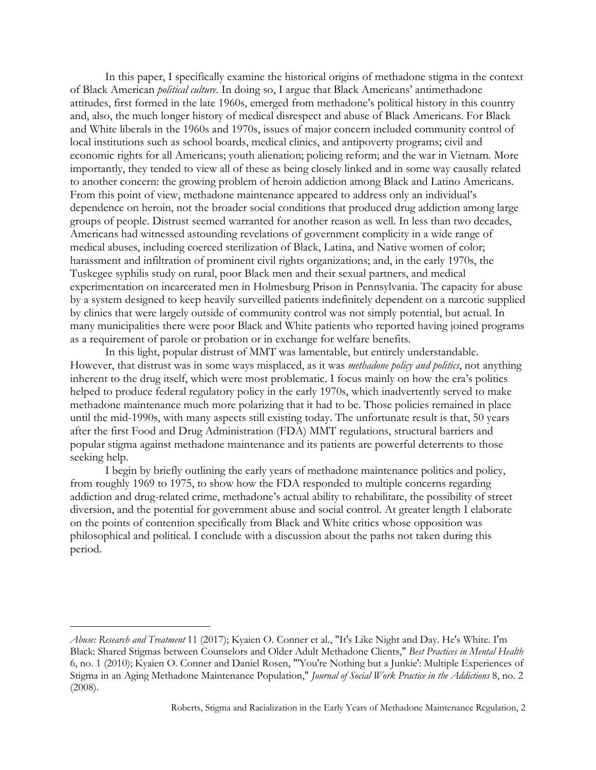In this paper, I specifically examine the historical origins of methadone stigma in the context of Black American *political culture*. In doing so, I argue that Black Americans' antimethadone attitudes, first formed in the late 1960s, emerged from methadone's political history in this country and, also, the much longer history of medical disrespect and abuse of Black Americans. For Black and White liberals in the 1960s and 1970s, issues of major concern included community control of local institutions such as school boards, medical clinics, and antipoverty programs; civil and economic rights for all Americans; youth alienation; policing reform; and the war in Vietnam. More importantly, they tended to view all of these as being closely linked and in some way causally related to another concern: the growing problem of heroin addiction among Black and Latino Americans. From this point of view, methadone maintenance appeared to address only an individual's dependence on heroin, not the broader social conditions that produced drug addiction among large groups of people. Distrust seemed warranted for another reason as well. In less than two decades, Americans had witnessed astounding revelations of government complicity in a wide range of medical abuses, including coerced sterilization of Black, Latina, and Native women of color; harassment and infiltration of prominent civil rights organizations; and, in the early 1970s, the Tuskegee syphilis study on rural, poor Black men and their sexual partners, and medical experimentation on incarcerated men in Holmesburg Prison in Pennsylvania. The capacity for abuse by a system designed to keep heavily surveilled patients indefinitely dependent on a narcotic supplied by clinics that were largely outside of community control was not simply potential, but actual. In many municipalities there were poor Black and White patients who reported having joined programs as a requirement of parole or probation or in exchange for welfare benefits.

In this light, popular distrust of MMT was lamentable, but entirely understandable. However, that distrust was in some ways misplaced, as it was *methadone policy and politics*, not anything inherent to the drug itself, which were most problematic. I focus mainly on how the era's politics helped to produce federal regulatory policy in the early 1970s, which inadvertently served to make methadone maintenance much more polarizing that it had to be. Those policies remained in place until the mid-1990s, with many aspects still existing today. The unfortunate result is that, 50 years after the first Food and Drug Administration (FDA) MMT regulations, structural barriers and popular stigma against methadone maintenance and its patients are powerful deterrents to those seeking help.

I begin by briefly outlining the early years of methadone maintenance politics and policy, from roughly 1969 to 1975, to show how the FDA responded to multiple concerns regarding addiction and drug-related crime, methadone's actual ability to rehabilitate, the possibility of street diversion, and the potential for government abuse and social control. At greater length I elaborate on the points of contention specifically from Black and White critics whose opposition was philosophical and political. I conclude with a discussion about the paths not taken during this period.

---

*Abuse: Research and Treatment* 11 (2017); Kyaien O. Conner et al., "It's Like Night and Day. He's White. I'm Black: Shared Stigmas between Counselors and Older Adult Methadone Clients," *Best Practices in Mental Health* 6, no. 1 (2010); Kyaien O. Conner and Daniel Rosen, "'You're Nothing but a Junkie': Multiple Experiences of Stigma in an Aging Methadone Maintenance Population," *Journal of Social Work Practice in the Addictions* 8, no. 2 (2008).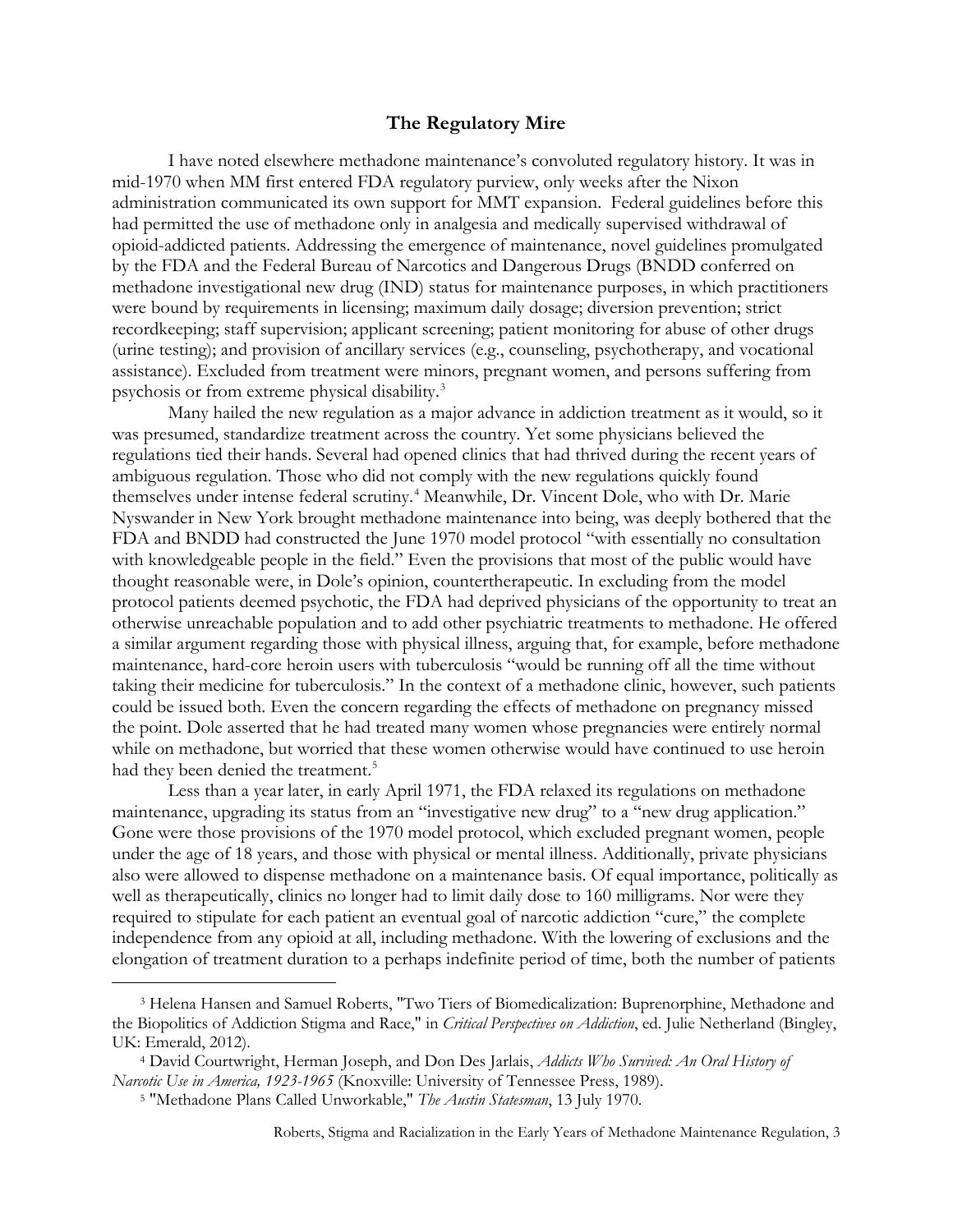## The Regulatory Mire

I have noted elsewhere methadone maintenance's convoluted regulatory history. It was in mid-1970 when MM first entered FDA regulatory purview, only weeks after the Nixon administration communicated its own support for MMT expansion. Federal guidelines before this had permitted the use of methadone only in analgesia and medically supervised withdrawal of opioid-addicted patients. Addressing the emergence of maintenance, novel guidelines promulgated by the FDA and the Federal Bureau of Narcotics and Dangerous Drugs (BNDD conferred on methadone investigational new drug (IND) status for maintenance purposes, in which practitioners were bound by requirements in licensing; maximum daily dosage; diversion prevention; strict recordkeeping; staff supervision; applicant screening; patient monitoring for abuse of other drugs (urine testing); and provision of ancillary services (e.g., counseling, psychotherapy, and vocational assistance). Excluded from treatment were minors, pregnant women, and persons suffering from psychosis or from extreme physical disability.[3]

Many hailed the new regulation as a major advance in addiction treatment as it would, so it was presumed, standardize treatment across the country. Yet some physicians believed the regulations tied their hands. Several had opened clinics that had thrived during the recent years of ambiguous regulation. Those who did not comply with the new regulations quickly found themselves under intense federal scrutiny.[4] Meanwhile, Dr. Vincent Dole, who with Dr. Marie Nyswander in New York brought methadone maintenance into being, was deeply bothered that the FDA and BNDD had constructed the June 1970 model protocol "with essentially no consultation with knowledgeable people in the field." Even the provisions that most of the public would have thought reasonable were, in Dole's opinion, countertherapeutic. In excluding from the model protocol patients deemed psychotic, the FDA had deprived physicians of the opportunity to treat an otherwise unreachable population and to add other psychiatric treatments to methadone. He offered a similar argument regarding those with physical illness, arguing that, for example, before methadone maintenance, hard-core heroin users with tuberculosis "would be running off all the time without taking their medicine for tuberculosis." In the context of a methadone clinic, however, such patients could be issued both. Even the concern regarding the effects of methadone on pregnancy missed the point. Dole asserted that he had treated many women whose pregnancies were entirely normal while on methadone, but worried that these women otherwise would have continued to use heroin had they been denied the treatment.[5]

Less than a year later, in early April 1971, the FDA relaxed its regulations on methadone maintenance, upgrading its status from an "investigative new drug" to a "new drug application." Gone were those provisions of the 1970 model protocol, which excluded pregnant women, people under the age of 18 years, and those with physical or mental illness. Additionally, private physicians also were allowed to dispense methadone on a maintenance basis. Of equal importance, politically as well as therapeutically, clinics no longer had to limit daily dose to 160 milligrams. Nor were they required to stipulate for each patient an eventual goal of narcotic addiction "cure," the complete independence from any opioid at all, including methadone. With the lowering of exclusions and the elongation of treatment duration to a perhaps indefinite period of time, both the number of patients

---

[3] Helena Hansen and Samuel Roberts, "Two Tiers of Biomedicalization: Buprenorphine, Methadone and the Biopolitics of Addiction Stigma and Race," in *Critical Perspectives on Addiction*, ed. Julie Netherland (Bingley, UK: Emerald, 2012).

[4] David Courtwright, Herman Joseph, and Don Des Jarlais, *Addicts Who Survived: An Oral History of Narcotic Use in America, 1923-1965* (Knoxville: University of Tennessee Press, 1989).

[5] "Methadone Plans Called Unworkable," *The Austin Statesman*, 13 July 1970.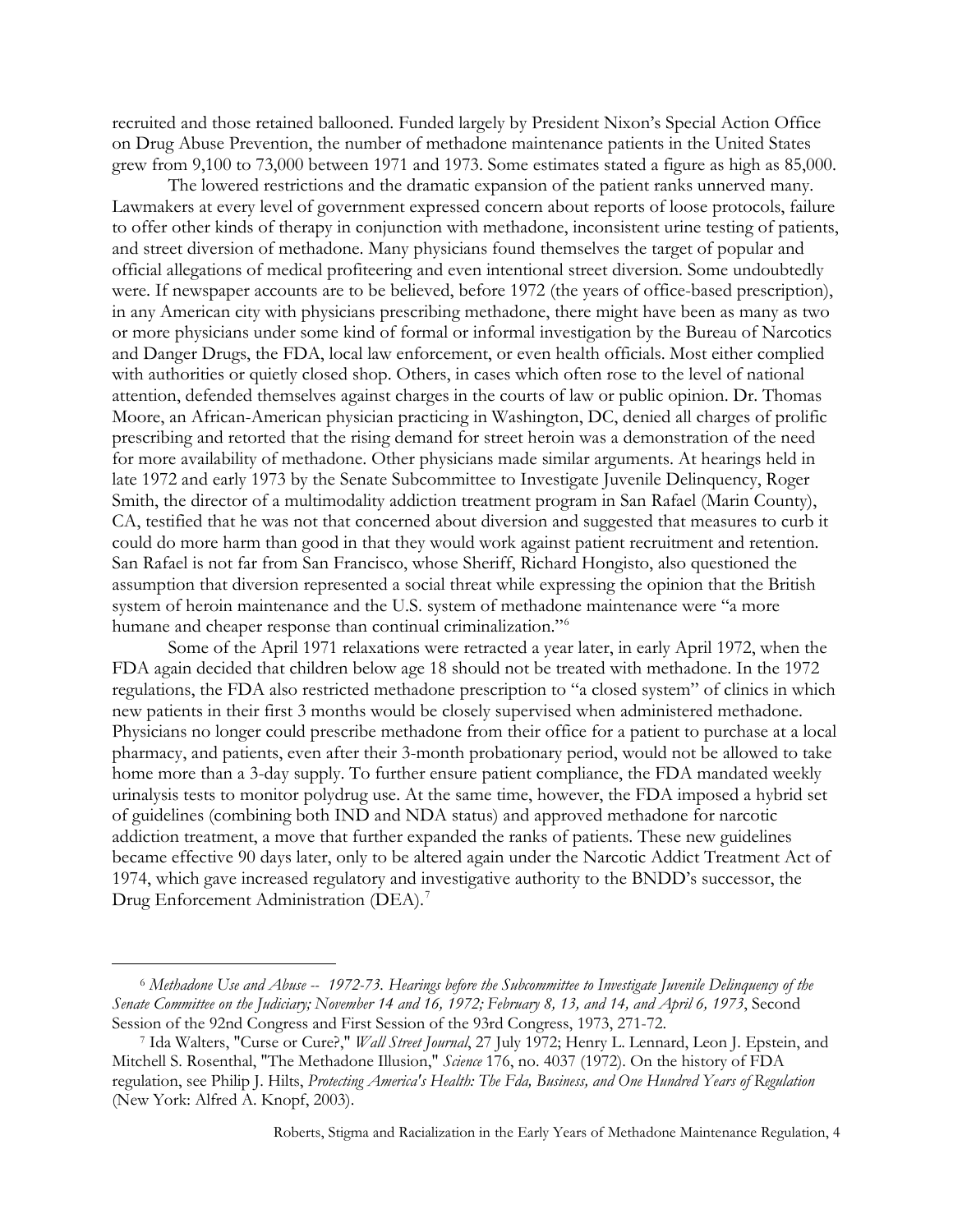recruited and those retained ballooned. Funded largely by President Nixon's Special Action Office on Drug Abuse Prevention, the number of methadone maintenance patients in the United States grew from 9,100 to 73,000 between 1971 and 1973. Some estimates stated a figure as high as 85,000.

The lowered restrictions and the dramatic expansion of the patient ranks unnerved many. Lawmakers at every level of government expressed concern about reports of loose protocols, failure to offer other kinds of therapy in conjunction with methadone, inconsistent urine testing of patients, and street diversion of methadone. Many physicians found themselves the target of popular and official allegations of medical profiteering and even intentional street diversion. Some undoubtedly were. If newspaper accounts are to be believed, before 1972 (the years of office-based prescription), in any American city with physicians prescribing methadone, there might have been as many as two or more physicians under some kind of formal or informal investigation by the Bureau of Narcotics and Danger Drugs, the FDA, local law enforcement, or even health officials. Most either complied with authorities or quietly closed shop. Others, in cases which often rose to the level of national attention, defended themselves against charges in the courts of law or public opinion. Dr. Thomas Moore, an African-American physician practicing in Washington, DC, denied all charges of prolific prescribing and retorted that the rising demand for street heroin was a demonstration of the need for more availability of methadone. Other physicians made similar arguments. At hearings held in late 1972 and early 1973 by the Senate Subcommittee to Investigate Juvenile Delinquency, Roger Smith, the director of a multimodality addiction treatment program in San Rafael (Marin County), CA, testified that he was not that concerned about diversion and suggested that measures to curb it could do more harm than good in that they would work against patient recruitment and retention. San Rafael is not far from San Francisco, whose Sheriff, Richard Hongisto, also questioned the assumption that diversion represented a social threat while expressing the opinion that the British system of heroin maintenance and the U.S. system of methadone maintenance were "a more humane and cheaper response than continual criminalization."[6]

Some of the April 1971 relaxations were retracted a year later, in early April 1972, when the FDA again decided that children below age 18 should not be treated with methadone. In the 1972 regulations, the FDA also restricted methadone prescription to "a closed system" of clinics in which new patients in their first 3 months would be closely supervised when administered methadone. Physicians no longer could prescribe methadone from their office for a patient to purchase at a local pharmacy, and patients, even after their 3-month probationary period, would not be allowed to take home more than a 3-day supply. To further ensure patient compliance, the FDA mandated weekly urinalysis tests to monitor polydrug use. At the same time, however, the FDA imposed a hybrid set of guidelines (combining both IND and NDA status) and approved methadone for narcotic addiction treatment, a move that further expanded the ranks of patients. These new guidelines became effective 90 days later, only to be altered again under the Narcotic Addict Treatment Act of 1974, which gave increased regulatory and investigative authority to the BNDD's successor, the Drug Enforcement Administration (DEA).[7]

---

[6] *Methadone Use and Abuse -- 1972-73. Hearings before the Subcommittee to Investigate Juvenile Delinquency of the Senate Committee on the Judiciary; November 14 and 16, 1972; February 8, 13, and 14, and April 6, 1973*, Second Session of the 92nd Congress and First Session of the 93rd Congress, 1973, 271-72.

[7] Ida Walters, "Curse or Cure?," *Wall Street Journal*, 27 July 1972; Henry L. Lennard, Leon J. Epstein, and Mitchell S. Rosenthal, "The Methadone Illusion," *Science* 176, no. 4037 (1972). On the history of FDA regulation, see Philip J. Hilts, *Protecting America's Health: The Fda, Business, and One Hundred Years of Regulation* (New York: Alfred A. Knopf, 2003).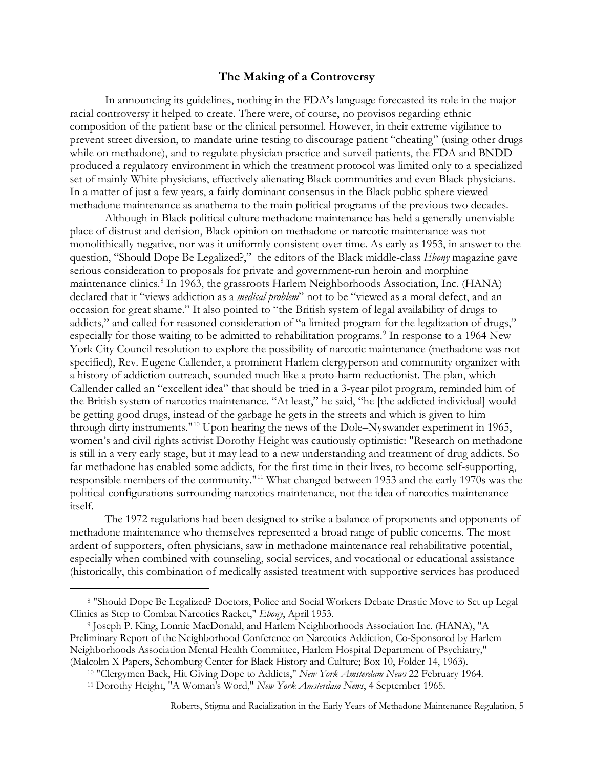## The Making of a Controversy

In announcing its guidelines, nothing in the FDA's language forecasted its role in the major racial controversy it helped to create. There were, of course, no provisos regarding ethnic composition of the patient base or the clinical personnel. However, in their extreme vigilance to prevent street diversion, to mandate urine testing to discourage patient "cheating" (using other drugs while on methadone), and to regulate physician practice and surveil patients, the FDA and BNDD produced a regulatory environment in which the treatment protocol was limited only to a specialized set of mainly White physicians, effectively alienating Black communities and even Black physicians. In a matter of just a few years, a fairly dominant consensus in the Black public sphere viewed methadone maintenance as anathema to the main political programs of the previous two decades.

Although in Black political culture methadone maintenance has held a generally unenviable place of distrust and derision, Black opinion on methadone or narcotic maintenance was not monolithically negative, nor was it uniformly consistent over time. As early as 1953, in answer to the question, "Should Dope Be Legalized?," the editors of the Black middle-class *Ebony* magazine gave serious consideration to proposals for private and government-run heroin and morphine maintenance clinics.[8] In 1963, the grassroots Harlem Neighborhoods Association, Inc. (HANA) declared that it "views addiction as a *medical problem*" not to be "viewed as a moral defect, and an occasion for great shame." It also pointed to "the British system of legal availability of drugs to addicts," and called for reasoned consideration of "a limited program for the legalization of drugs," especially for those waiting to be admitted to rehabilitation programs.[9] In response to a 1964 New York City Council resolution to explore the possibility of narcotic maintenance (methadone was not specified), Rev. Eugene Callender, a prominent Harlem clergyperson and community organizer with a history of addiction outreach, sounded much like a proto-harm reductionist. The plan, which Callender called an "excellent idea" that should be tried in a 3-year pilot program, reminded him of the British system of narcotics maintenance. "At least," he said, "he [the addicted individual] would be getting good drugs, instead of the garbage he gets in the streets and which is given to him through dirty instruments."[10] Upon hearing the news of the Dole–Nyswander experiment in 1965, women's and civil rights activist Dorothy Height was cautiously optimistic: "Research on methadone is still in a very early stage, but it may lead to a new understanding and treatment of drug addicts. So far methadone has enabled some addicts, for the first time in their lives, to become self-supporting, responsible members of the community."[11] What changed between 1953 and the early 1970s was the political configurations surrounding narcotics maintenance, not the idea of narcotics maintenance itself.

The 1972 regulations had been designed to strike a balance of proponents and opponents of methadone maintenance who themselves represented a broad range of public concerns. The most ardent of supporters, often physicians, saw in methadone maintenance real rehabilitative potential, especially when combined with counseling, social services, and vocational or educational assistance (historically, this combination of medically assisted treatment with supportive services has produced

---

[8] "Should Dope Be Legalized? Doctors, Police and Social Workers Debate Drastic Move to Set up Legal Clinics as Step to Combat Narcotics Racket," *Ebony*, April 1953.

[9] Joseph P. King, Lonnie MacDonald, and Harlem Neighborhoods Association Inc. (HANA), "A Preliminary Report of the Neighborhood Conference on Narcotics Addiction, Co-Sponsored by Harlem Neighborhoods Association Mental Health Committee, Harlem Hospital Department of Psychiatry," (Malcolm X Papers, Schomburg Center for Black History and Culture; Box 10, Folder 14, 1963).

[10] "Clergymen Back, Hit Giving Dope to Addicts," *New York Amsterdam News* 22 February 1964.

[11] Dorothy Height, "A Woman's Word," *New York Amsterdam News*, 4 September 1965.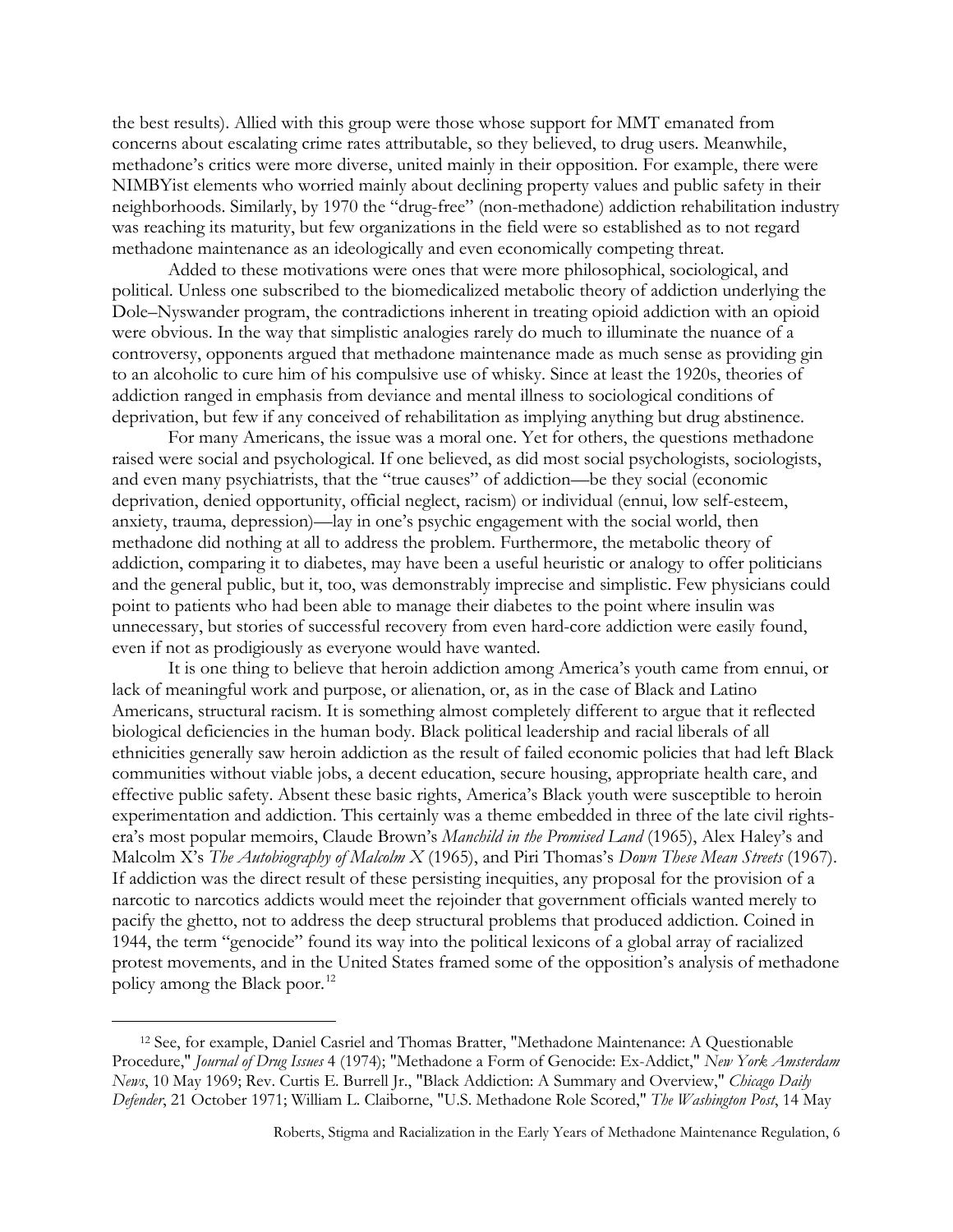the best results). Allied with this group were those whose support for MMT emanated from concerns about escalating crime rates attributable, so they believed, to drug users. Meanwhile, methadone's critics were more diverse, united mainly in their opposition. For example, there were NIMBYist elements who worried mainly about declining property values and public safety in their neighborhoods. Similarly, by 1970 the "drug-free" (non-methadone) addiction rehabilitation industry was reaching its maturity, but few organizations in the field were so established as to not regard methadone maintenance as an ideologically and even economically competing threat.

Added to these motivations were ones that were more philosophical, sociological, and political. Unless one subscribed to the biomedicalized metabolic theory of addiction underlying the Dole–Nyswander program, the contradictions inherent in treating opioid addiction with an opioid were obvious. In the way that simplistic analogies rarely do much to illuminate the nuance of a controversy, opponents argued that methadone maintenance made as much sense as providing gin to an alcoholic to cure him of his compulsive use of whisky. Since at least the 1920s, theories of addiction ranged in emphasis from deviance and mental illness to sociological conditions of deprivation, but few if any conceived of rehabilitation as implying anything but drug abstinence.

For many Americans, the issue was a moral one. Yet for others, the questions methadone raised were social and psychological. If one believed, as did most social psychologists, sociologists, and even many psychiatrists, that the "true causes" of addiction—be they social (economic deprivation, denied opportunity, official neglect, racism) or individual (ennui, low self-esteem, anxiety, trauma, depression)—lay in one's psychic engagement with the social world, then methadone did nothing at all to address the problem. Furthermore, the metabolic theory of addiction, comparing it to diabetes, may have been a useful heuristic or analogy to offer politicians and the general public, but it, too, was demonstrably imprecise and simplistic. Few physicians could point to patients who had been able to manage their diabetes to the point where insulin was unnecessary, but stories of successful recovery from even hard-core addiction were easily found, even if not as prodigiously as everyone would have wanted.

It is one thing to believe that heroin addiction among America's youth came from ennui, or lack of meaningful work and purpose, or alienation, or, as in the case of Black and Latino Americans, structural racism. It is something almost completely different to argue that it reflected biological deficiencies in the human body. Black political leadership and racial liberals of all ethnicities generally saw heroin addiction as the result of failed economic policies that had left Black communities without viable jobs, a decent education, secure housing, appropriate health care, and effective public safety. Absent these basic rights, America's Black youth were susceptible to heroin experimentation and addiction. This certainly was a theme embedded in three of the late civil rights-era's most popular memoirs, Claude Brown's *Manchild in the Promised Land* (1965), Alex Haley's and Malcolm X's *The Autobiography of Malcolm X* (1965), and Piri Thomas's *Down These Mean Streets* (1967). If addiction was the direct result of these persisting inequities, any proposal for the provision of a narcotic to narcotics addicts would meet the rejoinder that government officials wanted merely to pacify the ghetto, not to address the deep structural problems that produced addiction. Coined in 1944, the term "genocide" found its way into the political lexicons of a global array of racialized protest movements, and in the United States framed some of the opposition's analysis of methadone policy among the Black poor.[12]

[12] See, for example, Daniel Casriel and Thomas Bratter, "Methadone Maintenance: A Questionable Procedure," *Journal of Drug Issues* 4 (1974); "Methadone a Form of Genocide: Ex-Addict," *New York Amsterdam News*, 10 May 1969; Rev. Curtis E. Burrell Jr., "Black Addiction: A Summary and Overview," *Chicago Daily Defender*, 21 October 1971; William L. Claiborne, "U.S. Methadone Role Scored," *The Washington Post*, 14 May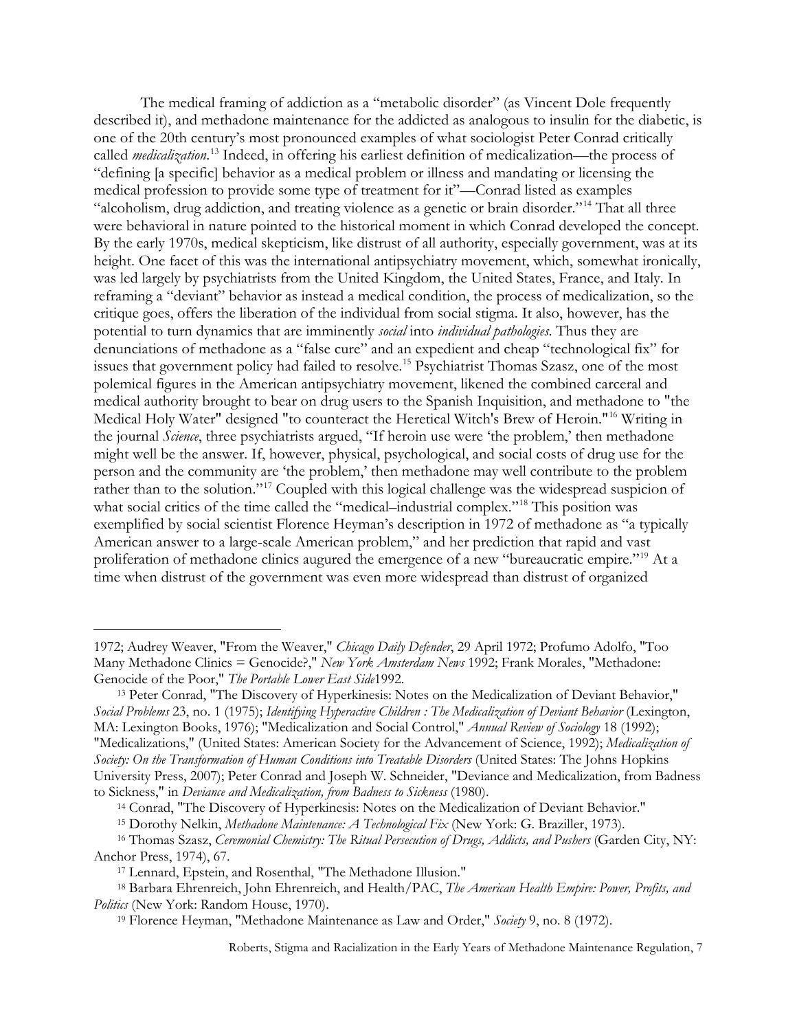The medical framing of addiction as a "metabolic disorder" (as Vincent Dole frequently described it), and methadone maintenance for the addicted as analogous to insulin for the diabetic, is one of the 20th century's most pronounced examples of what sociologist Peter Conrad critically called *medicalization*.[13] Indeed, in offering his earliest definition of medicalization—the process of "defining [a specific] behavior as a medical problem or illness and mandating or licensing the medical profession to provide some type of treatment for it"—Conrad listed as examples "alcoholism, drug addiction, and treating violence as a genetic or brain disorder."[14] That all three were behavioral in nature pointed to the historical moment in which Conrad developed the concept. By the early 1970s, medical skepticism, like distrust of all authority, especially government, was at its height. One facet of this was the international antipsychiatry movement, which, somewhat ironically, was led largely by psychiatrists from the United Kingdom, the United States, France, and Italy. In reframing a "deviant" behavior as instead a medical condition, the process of medicalization, so the critique goes, offers the liberation of the individual from social stigma. It also, however, has the potential to turn dynamics that are imminently *social* into *individual pathologies*. Thus they are denunciations of methadone as a "false cure" and an expedient and cheap "technological fix" for issues that government policy had failed to resolve.[15] Psychiatrist Thomas Szasz, one of the most polemical figures in the American antipsychiatry movement, likened the combined carceral and medical authority brought to bear on drug users to the Spanish Inquisition, and methadone to "the Medical Holy Water" designed "to counteract the Heretical Witch's Brew of Heroin."[16] Writing in the journal *Science*, three psychiatrists argued, "If heroin use were 'the problem,' then methadone might well be the answer. If, however, physical, psychological, and social costs of drug use for the person and the community are 'the problem,' then methadone may well contribute to the problem rather than to the solution."[17] Coupled with this logical challenge was the widespread suspicion of what social critics of the time called the "medical–industrial complex."[18] This position was exemplified by social scientist Florence Heyman's description in 1972 of methadone as "a typically American answer to a large-scale American problem," and her prediction that rapid and vast proliferation of methadone clinics augured the emergence of a new "bureaucratic empire."[19] At a time when distrust of the government was even more widespread than distrust of organized

---

1972; Audrey Weaver, "From the Weaver," *Chicago Daily Defender*, 29 April 1972; Profumo Adolfo, "Too Many Methadone Clinics = Genocide?," *New York Amsterdam News* 1992; Frank Morales, "Methadone: Genocide of the Poor," *The Portable Lower East Side*1992.

[13] Peter Conrad, "The Discovery of Hyperkinesis: Notes on the Medicalization of Deviant Behavior," *Social Problems* 23, no. 1 (1975); *Identifying Hyperactive Children : The Medicalization of Deviant Behavior* (Lexington, MA: Lexington Books, 1976); "Medicalization and Social Control," *Annual Review of Sociology* 18 (1992); "Medicalizations," (United States: American Society for the Advancement of Science, 1992); *Medicalization of Society: On the Transformation of Human Conditions into Treatable Disorders* (United States: The Johns Hopkins University Press, 2007); Peter Conrad and Joseph W. Schneider, "Deviance and Medicalization, from Badness to Sickness," in *Deviance and Medicalization, from Badness to Sickness* (1980).

[14] Conrad, "The Discovery of Hyperkinesis: Notes on the Medicalization of Deviant Behavior."

[15] Dorothy Nelkin, *Methadone Maintenance: A Technological Fix* (New York: G. Braziller, 1973).

[16] Thomas Szasz, *Ceremonial Chemistry: The Ritual Persecution of Drugs, Addicts, and Pushers* (Garden City, NY: Anchor Press, 1974), 67.

[17] Lennard, Epstein, and Rosenthal, "The Methadone Illusion."

[18] Barbara Ehrenreich, John Ehrenreich, and Health/PAC, *The American Health Empire: Power, Profits, and Politics* (New York: Random House, 1970).

[19] Florence Heyman, "Methadone Maintenance as Law and Order," *Society* 9, no. 8 (1972).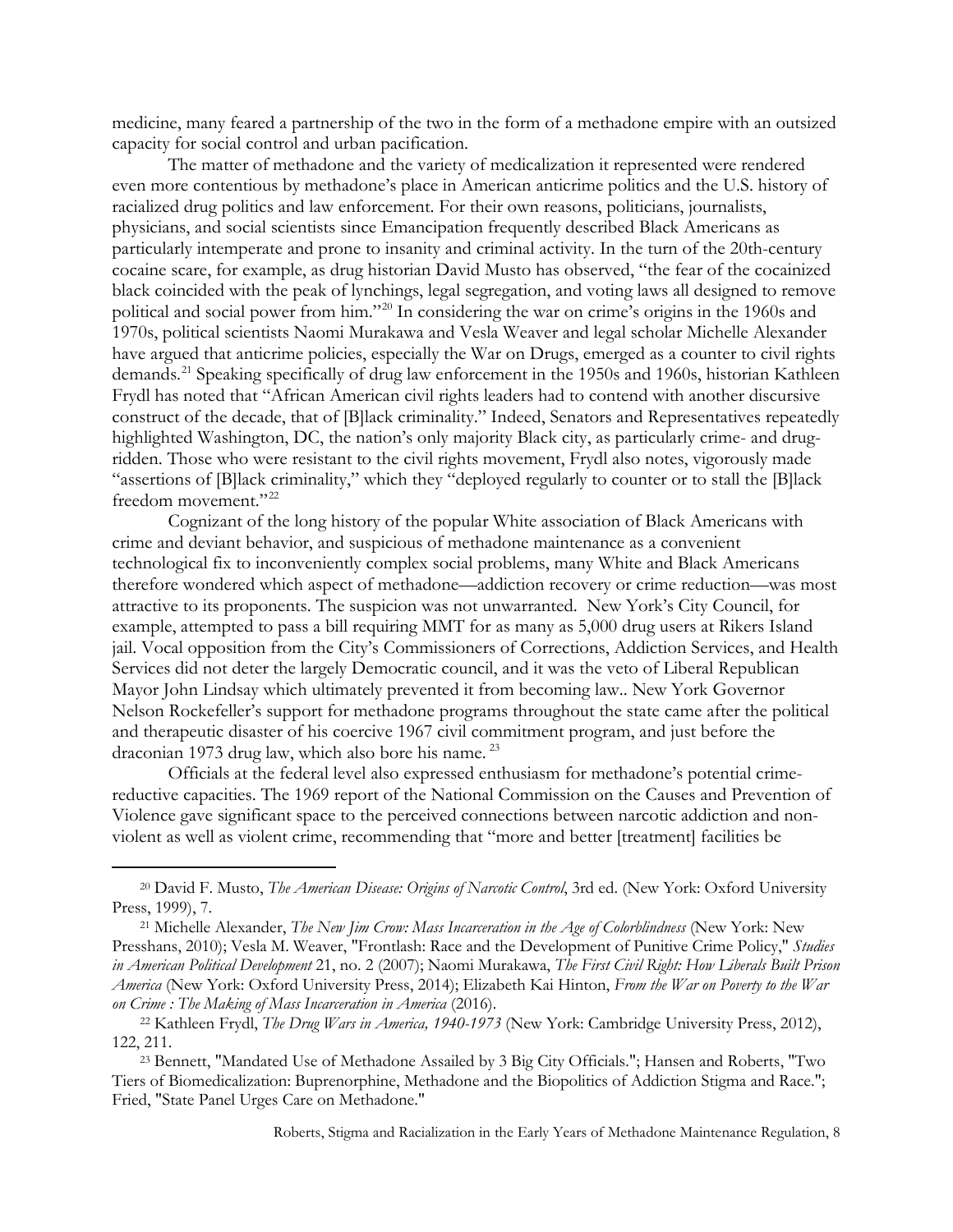medicine, many feared a partnership of the two in the form of a methadone empire with an outsized capacity for social control and urban pacification.

The matter of methadone and the variety of medicalization it represented were rendered even more contentious by methadone's place in American anticrime politics and the U.S. history of racialized drug politics and law enforcement. For their own reasons, politicians, journalists, physicians, and social scientists since Emancipation frequently described Black Americans as particularly intemperate and prone to insanity and criminal activity. In the turn of the 20th-century cocaine scare, for example, as drug historian David Musto has observed, "the fear of the cocainized black coincided with the peak of lynchings, legal segregation, and voting laws all designed to remove political and social power from him."[20] In considering the war on crime's origins in the 1960s and 1970s, political scientists Naomi Murakawa and Vesla Weaver and legal scholar Michelle Alexander have argued that anticrime policies, especially the War on Drugs, emerged as a counter to civil rights demands.[21] Speaking specifically of drug law enforcement in the 1950s and 1960s, historian Kathleen Frydl has noted that "African American civil rights leaders had to contend with another discursive construct of the decade, that of [B]lack criminality." Indeed, Senators and Representatives repeatedly highlighted Washington, DC, the nation's only majority Black city, as particularly crime- and drug-ridden. Those who were resistant to the civil rights movement, Frydl also notes, vigorously made "assertions of [B]lack criminality," which they "deployed regularly to counter or to stall the [B]lack freedom movement."[22]

Cognizant of the long history of the popular White association of Black Americans with crime and deviant behavior, and suspicious of methadone maintenance as a convenient technological fix to inconveniently complex social problems, many White and Black Americans therefore wondered which aspect of methadone—addiction recovery or crime reduction—was most attractive to its proponents. The suspicion was not unwarranted. New York's City Council, for example, attempted to pass a bill requiring MMT for as many as 5,000 drug users at Rikers Island jail. Vocal opposition from the City's Commissioners of Corrections, Addiction Services, and Health Services did not deter the largely Democratic council, and it was the veto of Liberal Republican Mayor John Lindsay which ultimately prevented it from becoming law.. New York Governor Nelson Rockefeller's support for methadone programs throughout the state came after the political and therapeutic disaster of his coercive 1967 civil commitment program, and just before the draconian 1973 drug law, which also bore his name. [23]

Officials at the federal level also expressed enthusiasm for methadone's potential crime-reductive capacities. The 1969 report of the National Commission on the Causes and Prevention of Violence gave significant space to the perceived connections between narcotic addiction and non-violent as well as violent crime, recommending that "more and better [treatment] facilities be

---

[20] David F. Musto, *The American Disease: Origins of Narcotic Control*, 3rd ed. (New York: Oxford University Press, 1999), 7.

[21] Michelle Alexander, *The New Jim Crow: Mass Incarceration in the Age of Colorblindness* (New York: New Presshans, 2010); Vesla M. Weaver, "Frontlash: Race and the Development of Punitive Crime Policy," *Studies in American Political Development* 21, no. 2 (2007); Naomi Murakawa, *The First Civil Right: How Liberals Built Prison America* (New York: Oxford University Press, 2014); Elizabeth Kai Hinton, *From the War on Poverty to the War on Crime : The Making of Mass Incarceration in America* (2016).

[22] Kathleen Frydl, *The Drug Wars in America, 1940-1973* (New York: Cambridge University Press, 2012), 122, 211.

[23] Bennett, "Mandated Use of Methadone Assailed by 3 Big City Officials."; Hansen and Roberts, "Two Tiers of Biomedicalization: Buprenorphine, Methadone and the Biopolitics of Addiction Stigma and Race."; Fried, "State Panel Urges Care on Methadone."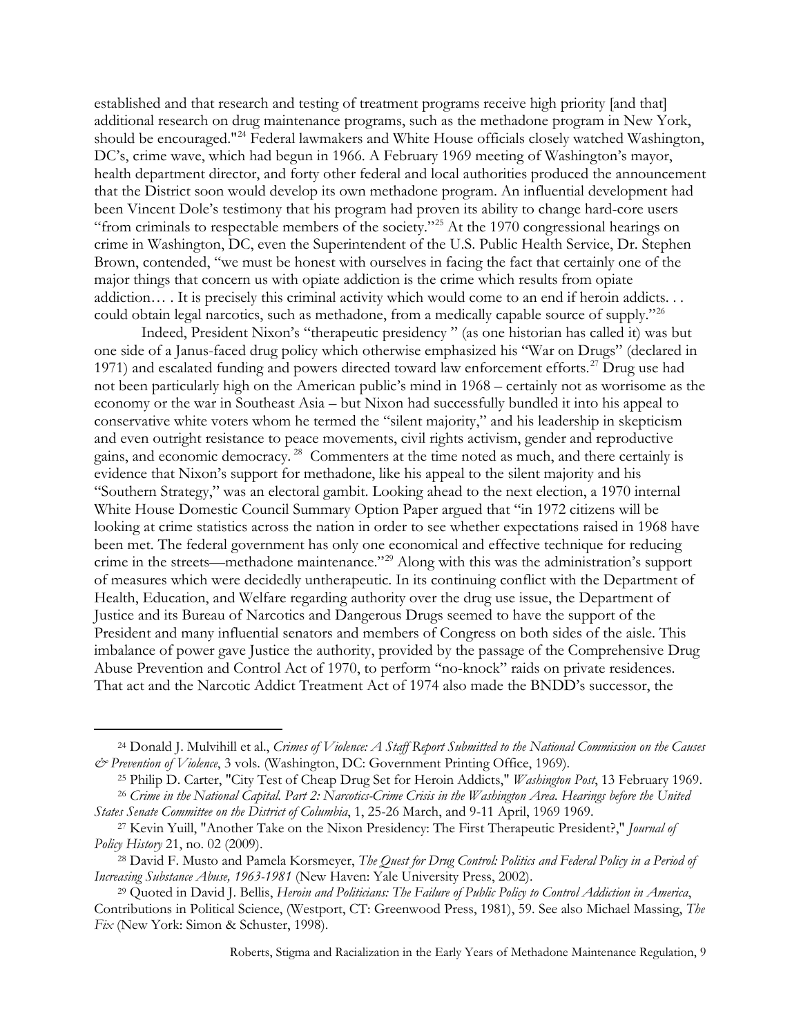established and that research and testing of treatment programs receive high priority [and that] additional research on drug maintenance programs, such as the methadone program in New York, should be encouraged."[24] Federal lawmakers and White House officials closely watched Washington, DC's, crime wave, which had begun in 1966. A February 1969 meeting of Washington's mayor, health department director, and forty other federal and local authorities produced the announcement that the District soon would develop its own methadone program. An influential development had been Vincent Dole's testimony that his program had proven its ability to change hard-core users "from criminals to respectable members of the society."[25] At the 1970 congressional hearings on crime in Washington, DC, even the Superintendent of the U.S. Public Health Service, Dr. Stephen Brown, contended, "we must be honest with ourselves in facing the fact that certainly one of the major things that concern us with opiate addiction is the crime which results from opiate addiction… . It is precisely this criminal activity which would come to an end if heroin addicts. . . could obtain legal narcotics, such as methadone, from a medically capable source of supply."[26]

Indeed, President Nixon's "therapeutic presidency " (as one historian has called it) was but one side of a Janus-faced drug policy which otherwise emphasized his "War on Drugs" (declared in 1971) and escalated funding and powers directed toward law enforcement efforts.[27] Drug use had not been particularly high on the American public's mind in 1968 – certainly not as worrisome as the economy or the war in Southeast Asia – but Nixon had successfully bundled it into his appeal to conservative white voters whom he termed the "silent majority," and his leadership in skepticism and even outright resistance to peace movements, civil rights activism, gender and reproductive gains, and economic democracy.[28] Commenters at the time noted as much, and there certainly is evidence that Nixon's support for methadone, like his appeal to the silent majority and his "Southern Strategy," was an electoral gambit. Looking ahead to the next election, a 1970 internal White House Domestic Council Summary Option Paper argued that "in 1972 citizens will be looking at crime statistics across the nation in order to see whether expectations raised in 1968 have been met. The federal government has only one economical and effective technique for reducing crime in the streets—methadone maintenance."[29] Along with this was the administration's support of measures which were decidedly untherapeutic. In its continuing conflict with the Department of Health, Education, and Welfare regarding authority over the drug use issue, the Department of Justice and its Bureau of Narcotics and Dangerous Drugs seemed to have the support of the President and many influential senators and members of Congress on both sides of the aisle. This imbalance of power gave Justice the authority, provided by the passage of the Comprehensive Drug Abuse Prevention and Control Act of 1970, to perform "no-knock" raids on private residences. That act and the Narcotic Addict Treatment Act of 1974 also made the BNDD's successor, the

---

[24] Donald J. Mulvihill et al., *Crimes of Violence: A Staff Report Submitted to the National Commission on the Causes & Prevention of Violence*, 3 vols. (Washington, DC: Government Printing Office, 1969).

[25] Philip D. Carter, "City Test of Cheap Drug Set for Heroin Addicts," *Washington Post*, 13 February 1969.

[26] *Crime in the National Capital. Part 2: Narcotics-Crime Crisis in the Washington Area. Hearings before the United States Senate Committee on the District of Columbia*, 1, 25-26 March, and 9-11 April, 1969 1969.

[27] Kevin Yuill, "Another Take on the Nixon Presidency: The First Therapeutic President?," *Journal of Policy History* 21, no. 02 (2009).

[28] David F. Musto and Pamela Korsmeyer, *The Quest for Drug Control: Politics and Federal Policy in a Period of Increasing Substance Abuse, 1963-1981* (New Haven: Yale University Press, 2002).

[29] Quoted in David J. Bellis, *Heroin and Politicians: The Failure of Public Policy to Control Addiction in America*, Contributions in Political Science, (Westport, CT: Greenwood Press, 1981), 59. See also Michael Massing, *The Fix* (New York: Simon & Schuster, 1998).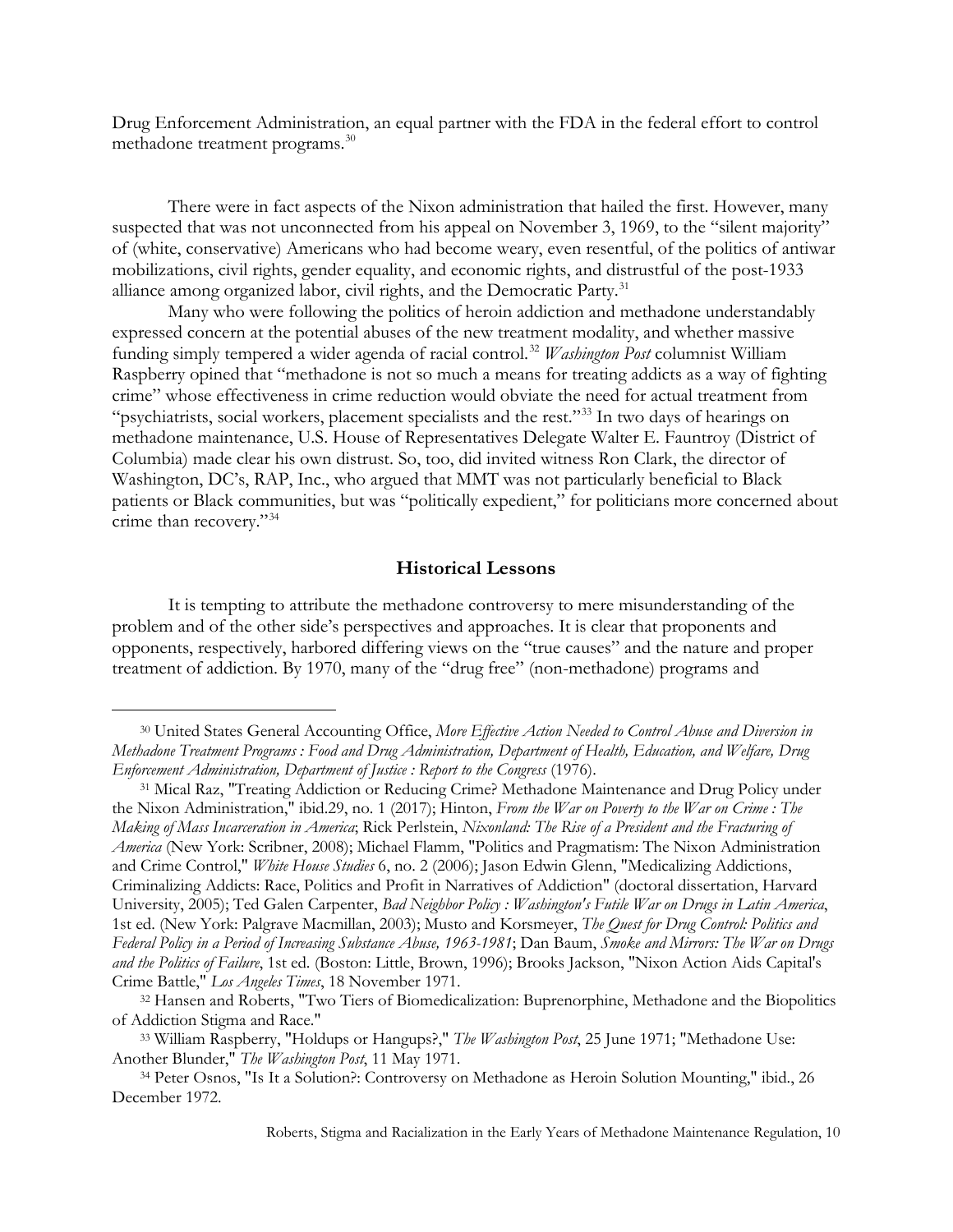Drug Enforcement Administration, an equal partner with the FDA in the federal effort to control methadone treatment programs.[30]

There were in fact aspects of the Nixon administration that hailed the first. However, many suspected that was not unconnected from his appeal on November 3, 1969, to the "silent majority" of (white, conservative) Americans who had become weary, even resentful, of the politics of antiwar mobilizations, civil rights, gender equality, and economic rights, and distrustful of the post-1933 alliance among organized labor, civil rights, and the Democratic Party.[31]

Many who were following the politics of heroin addiction and methadone understandably expressed concern at the potential abuses of the new treatment modality, and whether massive funding simply tempered a wider agenda of racial control.[32] *Washington Post* columnist William Raspberry opined that "methadone is not so much a means for treating addicts as a way of fighting crime" whose effectiveness in crime reduction would obviate the need for actual treatment from "psychiatrists, social workers, placement specialists and the rest."[33] In two days of hearings on methadone maintenance, U.S. House of Representatives Delegate Walter E. Fauntroy (District of Columbia) made clear his own distrust. So, too, did invited witness Ron Clark, the director of Washington, DC's, RAP, Inc., who argued that MMT was not particularly beneficial to Black patients or Black communities, but was "politically expedient," for politicians more concerned about crime than recovery."[34]

## Historical Lessons

It is tempting to attribute the methadone controversy to mere misunderstanding of the problem and of the other side's perspectives and approaches. It is clear that proponents and opponents, respectively, harbored differing views on the "true causes" and the nature and proper treatment of addiction. By 1970, many of the "drug free" (non-methadone) programs and

---

[30] United States General Accounting Office, *More Effective Action Needed to Control Abuse and Diversion in Methadone Treatment Programs : Food and Drug Administration, Department of Health, Education, and Welfare, Drug Enforcement Administration, Department of Justice : Report to the Congress* (1976).

[31] Mical Raz, "Treating Addiction or Reducing Crime? Methadone Maintenance and Drug Policy under the Nixon Administration," ibid.29, no. 1 (2017); Hinton, *From the War on Poverty to the War on Crime : The Making of Mass Incarceration in America*; Rick Perlstein, *Nixonland: The Rise of a President and the Fracturing of America* (New York: Scribner, 2008); Michael Flamm, "Politics and Pragmatism: The Nixon Administration and Crime Control," *White House Studies* 6, no. 2 (2006); Jason Edwin Glenn, "Medicalizing Addictions, Criminalizing Addicts: Race, Politics and Profit in Narratives of Addiction" (doctoral dissertation, Harvard University, 2005); Ted Galen Carpenter, *Bad Neighbor Policy : Washington's Futile War on Drugs in Latin America*, 1st ed. (New York: Palgrave Macmillan, 2003); Musto and Korsmeyer, *The Quest for Drug Control: Politics and Federal Policy in a Period of Increasing Substance Abuse, 1963-1981*; Dan Baum, *Smoke and Mirrors: The War on Drugs and the Politics of Failure*, 1st ed. (Boston: Little, Brown, 1996); Brooks Jackson, "Nixon Action Aids Capital's Crime Battle," *Los Angeles Times*, 18 November 1971.

[32] Hansen and Roberts, "Two Tiers of Biomedicalization: Buprenorphine, Methadone and the Biopolitics of Addiction Stigma and Race."

[33] William Raspberry, "Holdups or Hangups?," *The Washington Post*, 25 June 1971; "Methadone Use: Another Blunder," *The Washington Post*, 11 May 1971.

[34] Peter Osnos, "Is It a Solution?: Controversy on Methadone as Heroin Solution Mounting," ibid., 26 December 1972.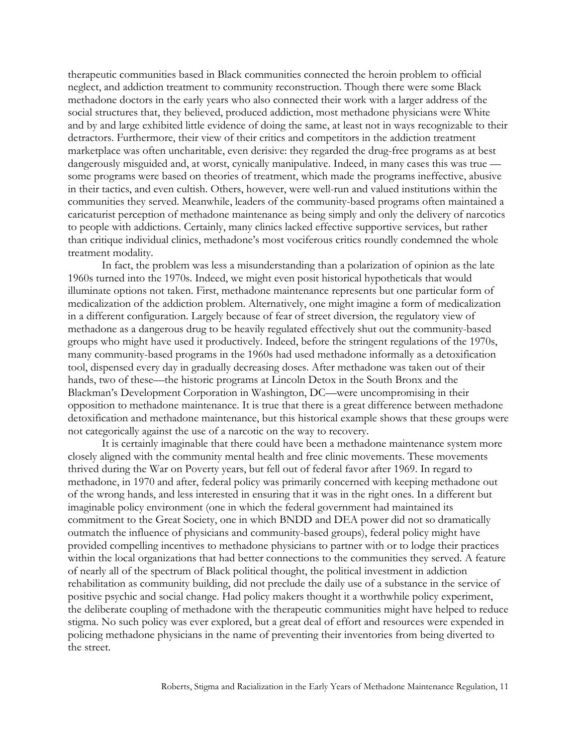therapeutic communities based in Black communities connected the heroin problem to official neglect, and addiction treatment to community reconstruction. Though there were some Black methadone doctors in the early years who also connected their work with a larger address of the social structures that, they believed, produced addiction, most methadone physicians were White and by and large exhibited little evidence of doing the same, at least not in ways recognizable to their detractors. Furthermore, their view of their critics and competitors in the addiction treatment marketplace was often uncharitable, even derisive: they regarded the drug-free programs as at best dangerously misguided and, at worst, cynically manipulative. Indeed, in many cases this was true — some programs were based on theories of treatment, which made the programs ineffective, abusive in their tactics, and even cultish. Others, however, were well-run and valued institutions within the communities they served. Meanwhile, leaders of the community-based programs often maintained a caricaturist perception of methadone maintenance as being simply and only the delivery of narcotics to people with addictions. Certainly, many clinics lacked effective supportive services, but rather than critique individual clinics, methadone's most vociferous critics roundly condemned the whole treatment modality.

In fact, the problem was less a misunderstanding than a polarization of opinion as the late 1960s turned into the 1970s. Indeed, we might even posit historical hypotheticals that would illuminate options not taken. First, methadone maintenance represents but one particular form of medicalization of the addiction problem. Alternatively, one might imagine a form of medicalization in a different configuration. Largely because of fear of street diversion, the regulatory view of methadone as a dangerous drug to be heavily regulated effectively shut out the community-based groups who might have used it productively. Indeed, before the stringent regulations of the 1970s, many community-based programs in the 1960s had used methadone informally as a detoxification tool, dispensed every day in gradually decreasing doses. After methadone was taken out of their hands, two of these—the historic programs at Lincoln Detox in the South Bronx and the Blackman's Development Corporation in Washington, DC—were uncompromising in their opposition to methadone maintenance. It is true that there is a great difference between methadone detoxification and methadone maintenance, but this historical example shows that these groups were not categorically against the use of a narcotic on the way to recovery.

It is certainly imaginable that there could have been a methadone maintenance system more closely aligned with the community mental health and free clinic movements. These movements thrived during the War on Poverty years, but fell out of federal favor after 1969. In regard to methadone, in 1970 and after, federal policy was primarily concerned with keeping methadone out of the wrong hands, and less interested in ensuring that it was in the right ones. In a different but imaginable policy environment (one in which the federal government had maintained its commitment to the Great Society, one in which BNDD and DEA power did not so dramatically outmatch the influence of physicians and community-based groups), federal policy might have provided compelling incentives to methadone physicians to partner with or to lodge their practices within the local organizations that had better connections to the communities they served. A feature of nearly all of the spectrum of Black political thought, the political investment in addiction rehabilitation as community building, did not preclude the daily use of a substance in the service of positive psychic and social change. Had policy makers thought it a worthwhile policy experiment, the deliberate coupling of methadone with the therapeutic communities might have helped to reduce stigma. No such policy was ever explored, but a great deal of effort and resources were expended in policing methadone physicians in the name of preventing their inventories from being diverted to the street.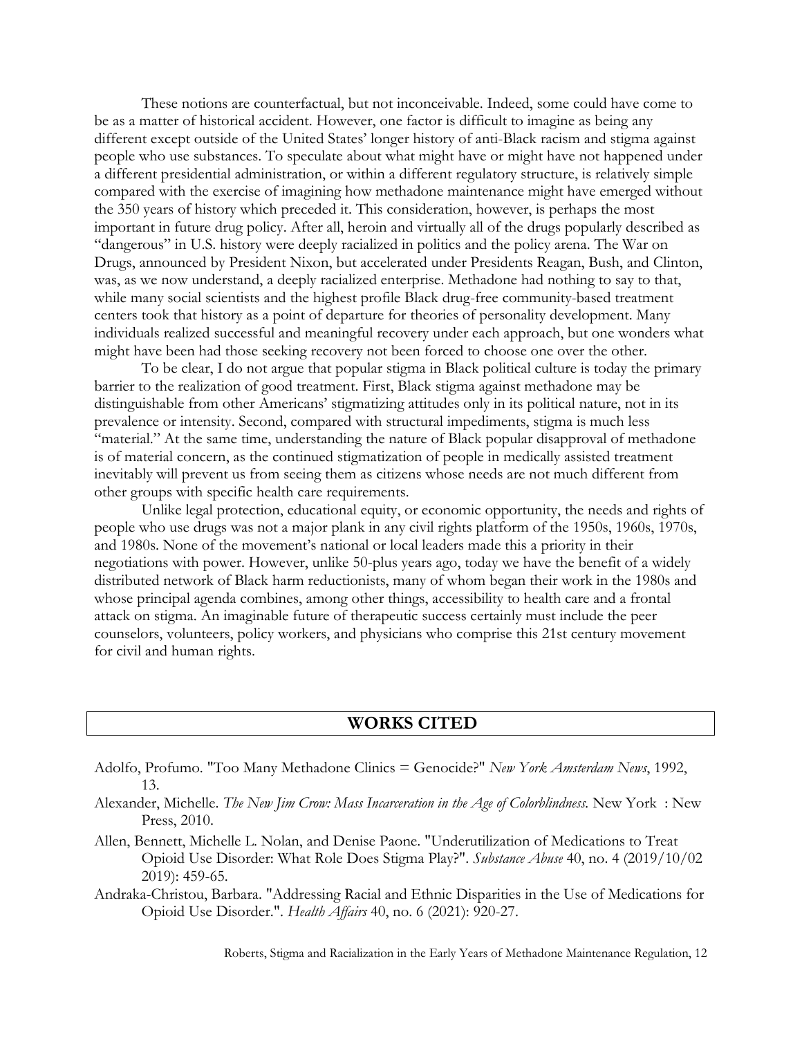These notions are counterfactual, but not inconceivable. Indeed, some could have come to be as a matter of historical accident. However, one factor is difficult to imagine as being any different except outside of the United States' longer history of anti-Black racism and stigma against people who use substances. To speculate about what might have or might have not happened under a different presidential administration, or within a different regulatory structure, is relatively simple compared with the exercise of imagining how methadone maintenance might have emerged without the 350 years of history which preceded it. This consideration, however, is perhaps the most important in future drug policy. After all, heroin and virtually all of the drugs popularly described as "dangerous" in U.S. history were deeply racialized in politics and the policy arena. The War on Drugs, announced by President Nixon, but accelerated under Presidents Reagan, Bush, and Clinton, was, as we now understand, a deeply racialized enterprise. Methadone had nothing to say to that, while many social scientists and the highest profile Black drug-free community-based treatment centers took that history as a point of departure for theories of personality development. Many individuals realized successful and meaningful recovery under each approach, but one wonders what might have been had those seeking recovery not been forced to choose one over the other.

To be clear, I do not argue that popular stigma in Black political culture is today the primary barrier to the realization of good treatment. First, Black stigma against methadone may be distinguishable from other Americans' stigmatizing attitudes only in its political nature, not in its prevalence or intensity. Second, compared with structural impediments, stigma is much less "material." At the same time, understanding the nature of Black popular disapproval of methadone is of material concern, as the continued stigmatization of people in medically assisted treatment inevitably will prevent us from seeing them as citizens whose needs are not much different from other groups with specific health care requirements.

Unlike legal protection, educational equity, or economic opportunity, the needs and rights of people who use drugs was not a major plank in any civil rights platform of the 1950s, 1960s, 1970s, and 1980s. None of the movement's national or local leaders made this a priority in their negotiations with power. However, unlike 50-plus years ago, today we have the benefit of a widely distributed network of Black harm reductionists, many of whom began their work in the 1980s and whose principal agenda combines, among other things, accessibility to health care and a frontal attack on stigma. An imaginable future of therapeutic success certainly must include the peer counselors, volunteers, policy workers, and physicians who comprise this 21st century movement for civil and human rights.

## WORKS CITED

Adolfo, Profumo. "Too Many Methadone Clinics = Genocide?" *New York Amsterdam News*, 1992, 13.

Alexander, Michelle. *The New Jim Crow: Mass Incarceration in the Age of Colorblindness.* New York : New Press, 2010.

Allen, Bennett, Michelle L. Nolan, and Denise Paone. "Underutilization of Medications to Treat Opioid Use Disorder: What Role Does Stigma Play?". *Substance Abuse* 40, no. 4 (2019/10/02 2019): 459-65.

Andraka-Christou, Barbara. "Addressing Racial and Ethnic Disparities in the Use of Medications for Opioid Use Disorder.". *Health Affairs* 40, no. 6 (2021): 920-27.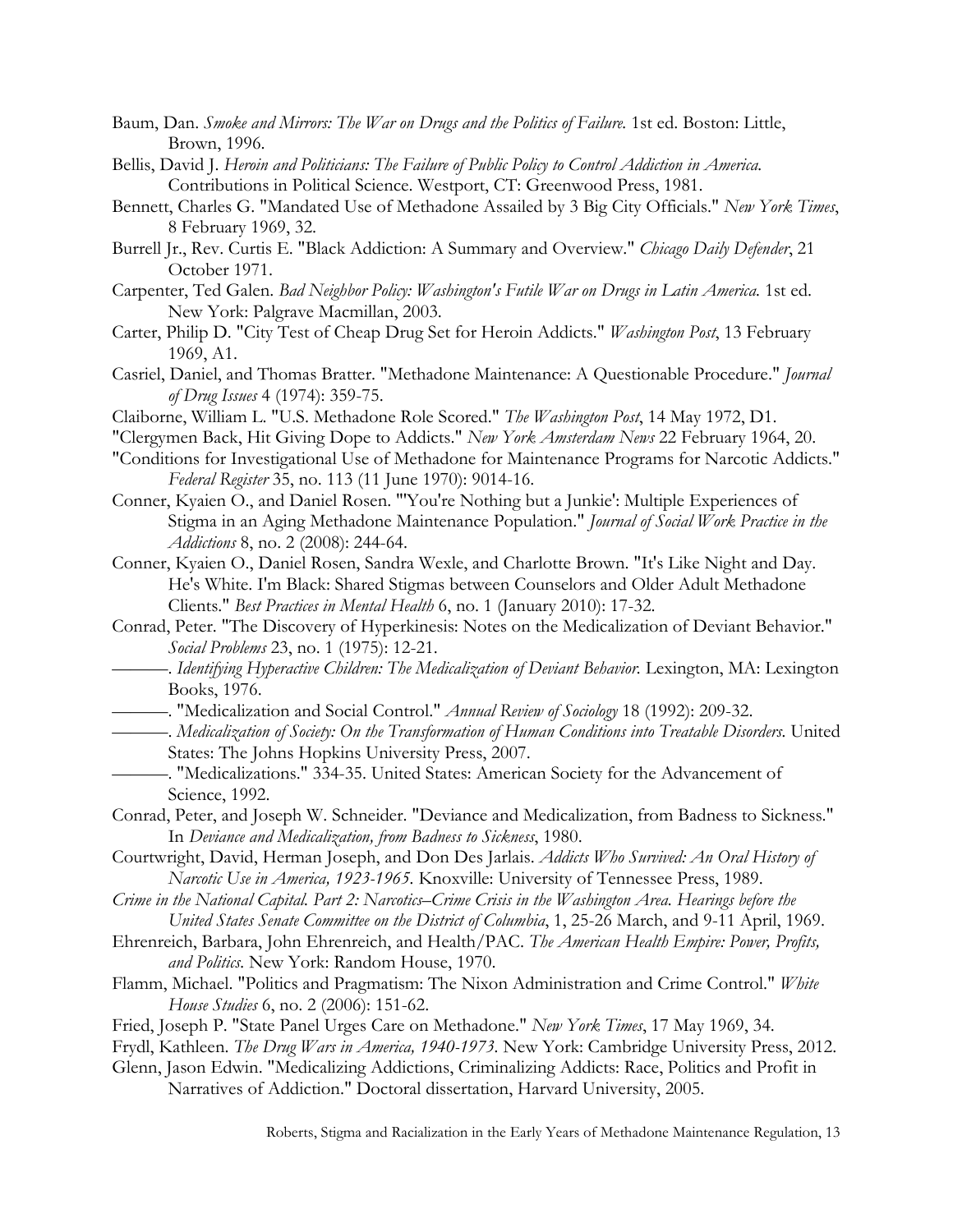Baum, Dan. *Smoke and Mirrors: The War on Drugs and the Politics of Failure.* 1st ed. Boston: Little, Brown, 1996.

Bellis, David J. *Heroin and Politicians: The Failure of Public Policy to Control Addiction in America.* Contributions in Political Science. Westport, CT: Greenwood Press, 1981.

Bennett, Charles G. "Mandated Use of Methadone Assailed by 3 Big City Officials." *New York Times*, 8 February 1969, 32.

Burrell Jr., Rev. Curtis E. "Black Addiction: A Summary and Overview." *Chicago Daily Defender*, 21 October 1971.

Carpenter, Ted Galen. *Bad Neighbor Policy: Washington's Futile War on Drugs in Latin America.* 1st ed. New York: Palgrave Macmillan, 2003.

Carter, Philip D. "City Test of Cheap Drug Set for Heroin Addicts." *Washington Post*, 13 February 1969, A1.

Casriel, Daniel, and Thomas Bratter. "Methadone Maintenance: A Questionable Procedure." *Journal of Drug Issues* 4 (1974): 359-75.

Claiborne, William L. "U.S. Methadone Role Scored." *The Washington Post*, 14 May 1972, D1.

"Clergymen Back, Hit Giving Dope to Addicts." *New York Amsterdam News* 22 February 1964, 20.

"Conditions for Investigational Use of Methadone for Maintenance Programs for Narcotic Addicts." *Federal Register* 35, no. 113 (11 June 1970): 9014-16.

Conner, Kyaien O., and Daniel Rosen. "'You're Nothing but a Junkie': Multiple Experiences of Stigma in an Aging Methadone Maintenance Population." *Journal of Social Work Practice in the Addictions* 8, no. 2 (2008): 244-64.

Conner, Kyaien O., Daniel Rosen, Sandra Wexle, and Charlotte Brown. "It's Like Night and Day. He's White. I'm Black: Shared Stigmas between Counselors and Older Adult Methadone Clients." *Best Practices in Mental Health* 6, no. 1 (January 2010): 17-32.

Conrad, Peter. "The Discovery of Hyperkinesis: Notes on the Medicalization of Deviant Behavior." *Social Problems* 23, no. 1 (1975): 12-21.

———. *Identifying Hyperactive Children: The Medicalization of Deviant Behavior.* Lexington, MA: Lexington Books, 1976.

———. "Medicalization and Social Control." *Annual Review of Sociology* 18 (1992): 209-32.

———. *Medicalization of Society: On the Transformation of Human Conditions into Treatable Disorders.* United States: The Johns Hopkins University Press, 2007.

———. "Medicalizations." 334-35. United States: American Society for the Advancement of Science, 1992.

Conrad, Peter, and Joseph W. Schneider. "Deviance and Medicalization, from Badness to Sickness." In *Deviance and Medicalization, from Badness to Sickness*, 1980.

Courtwright, David, Herman Joseph, and Don Des Jarlais. *Addicts Who Survived: An Oral History of Narcotic Use in America, 1923-1965.* Knoxville: University of Tennessee Press, 1989.

*Crime in the National Capital. Part 2: Narcotics–Crime Crisis in the Washington Area. Hearings before the United States Senate Committee on the District of Columbia*, 1, 25-26 March, and 9-11 April, 1969.

Ehrenreich, Barbara, John Ehrenreich, and Health/PAC. *The American Health Empire: Power, Profits, and Politics.* New York: Random House, 1970.

Flamm, Michael. "Politics and Pragmatism: The Nixon Administration and Crime Control." *White House Studies* 6, no. 2 (2006): 151-62.

Fried, Joseph P. "State Panel Urges Care on Methadone." *New York Times*, 17 May 1969, 34.

Frydl, Kathleen. *The Drug Wars in America, 1940-1973.* New York: Cambridge University Press, 2012.

Glenn, Jason Edwin. "Medicalizing Addictions, Criminalizing Addicts: Race, Politics and Profit in Narratives of Addiction." Doctoral dissertation, Harvard University, 2005.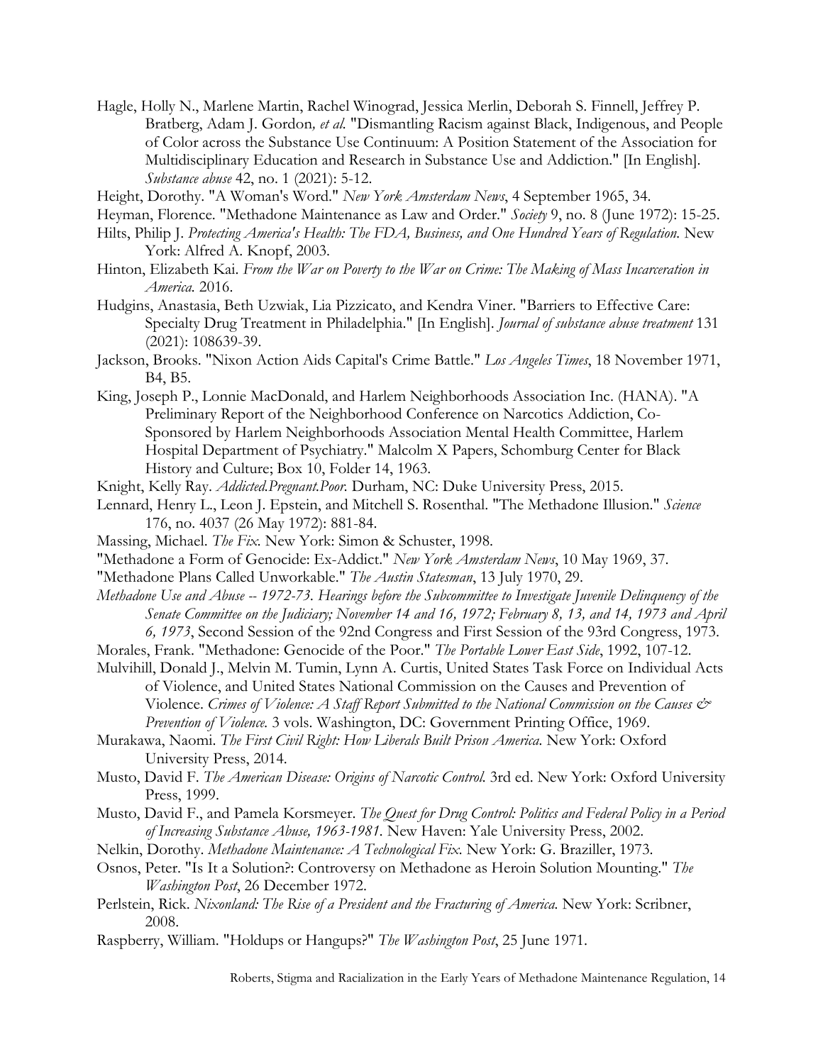Hagle, Holly N., Marlene Martin, Rachel Winograd, Jessica Merlin, Deborah S. Finnell, Jeffrey P. Bratberg, Adam J. Gordon*, et al*. "Dismantling Racism against Black, Indigenous, and People of Color across the Substance Use Continuum: A Position Statement of the Association for Multidisciplinary Education and Research in Substance Use and Addiction." [In English]. *Substance abuse* 42, no. 1 (2021): 5-12.

Height, Dorothy. "A Woman's Word." *New York Amsterdam News*, 4 September 1965, 34.

Heyman, Florence. "Methadone Maintenance as Law and Order." *Society* 9, no. 8 (June 1972): 15-25.

Hilts, Philip J. *Protecting America's Health: The FDA, Business, and One Hundred Years of Regulation.* New York: Alfred A. Knopf, 2003.

Hinton, Elizabeth Kai. *From the War on Poverty to the War on Crime: The Making of Mass Incarceration in America.* 2016.

Hudgins, Anastasia, Beth Uzwiak, Lia Pizzicato, and Kendra Viner. "Barriers to Effective Care: Specialty Drug Treatment in Philadelphia." [In English]. *Journal of substance abuse treatment* 131 (2021): 108639-39.

Jackson, Brooks. "Nixon Action Aids Capital's Crime Battle." *Los Angeles Times*, 18 November 1971, B4, B5.

King, Joseph P., Lonnie MacDonald, and Harlem Neighborhoods Association Inc. (HANA). "A Preliminary Report of the Neighborhood Conference on Narcotics Addiction, Co-Sponsored by Harlem Neighborhoods Association Mental Health Committee, Harlem Hospital Department of Psychiatry." Malcolm X Papers, Schomburg Center for Black History and Culture; Box 10, Folder 14, 1963.

Knight, Kelly Ray. *Addicted.Pregnant.Poor.* Durham, NC: Duke University Press, 2015.

Lennard, Henry L., Leon J. Epstein, and Mitchell S. Rosenthal. "The Methadone Illusion." *Science* 176, no. 4037 (26 May 1972): 881-84.

Massing, Michael. *The Fix.* New York: Simon & Schuster, 1998.

"Methadone a Form of Genocide: Ex-Addict." *New York Amsterdam News*, 10 May 1969, 37.

"Methadone Plans Called Unworkable." *The Austin Statesman*, 13 July 1970, 29.

*Methadone Use and Abuse -- 1972-73. Hearings before the Subcommittee to Investigate Juvenile Delinquency of the Senate Committee on the Judiciary; November 14 and 16, 1972; February 8, 13, and 14, 1973 and April 6, 1973*, Second Session of the 92nd Congress and First Session of the 93rd Congress, 1973.

Morales, Frank. "Methadone: Genocide of the Poor." *The Portable Lower East Side*, 1992, 107-12.

Mulvihill, Donald J., Melvin M. Tumin, Lynn A. Curtis, United States Task Force on Individual Acts of Violence, and United States National Commission on the Causes and Prevention of Violence. *Crimes of Violence: A Staff Report Submitted to the National Commission on the Causes & Prevention of Violence.* 3 vols. Washington, DC: Government Printing Office, 1969.

Murakawa, Naomi. *The First Civil Right: How Liberals Built Prison America.* New York: Oxford University Press, 2014.

Musto, David F. *The American Disease: Origins of Narcotic Control.* 3rd ed. New York: Oxford University Press, 1999.

Musto, David F., and Pamela Korsmeyer. *The Quest for Drug Control: Politics and Federal Policy in a Period of Increasing Substance Abuse, 1963-1981.* New Haven: Yale University Press, 2002.

Nelkin, Dorothy. *Methadone Maintenance: A Technological Fix.* New York: G. Braziller, 1973.

Osnos, Peter. "Is It a Solution?: Controversy on Methadone as Heroin Solution Mounting." *The Washington Post*, 26 December 1972.

Perlstein, Rick. *Nixonland: The Rise of a President and the Fracturing of America.* New York: Scribner, 2008.

Raspberry, William. "Holdups or Hangups?" *The Washington Post*, 25 June 1971.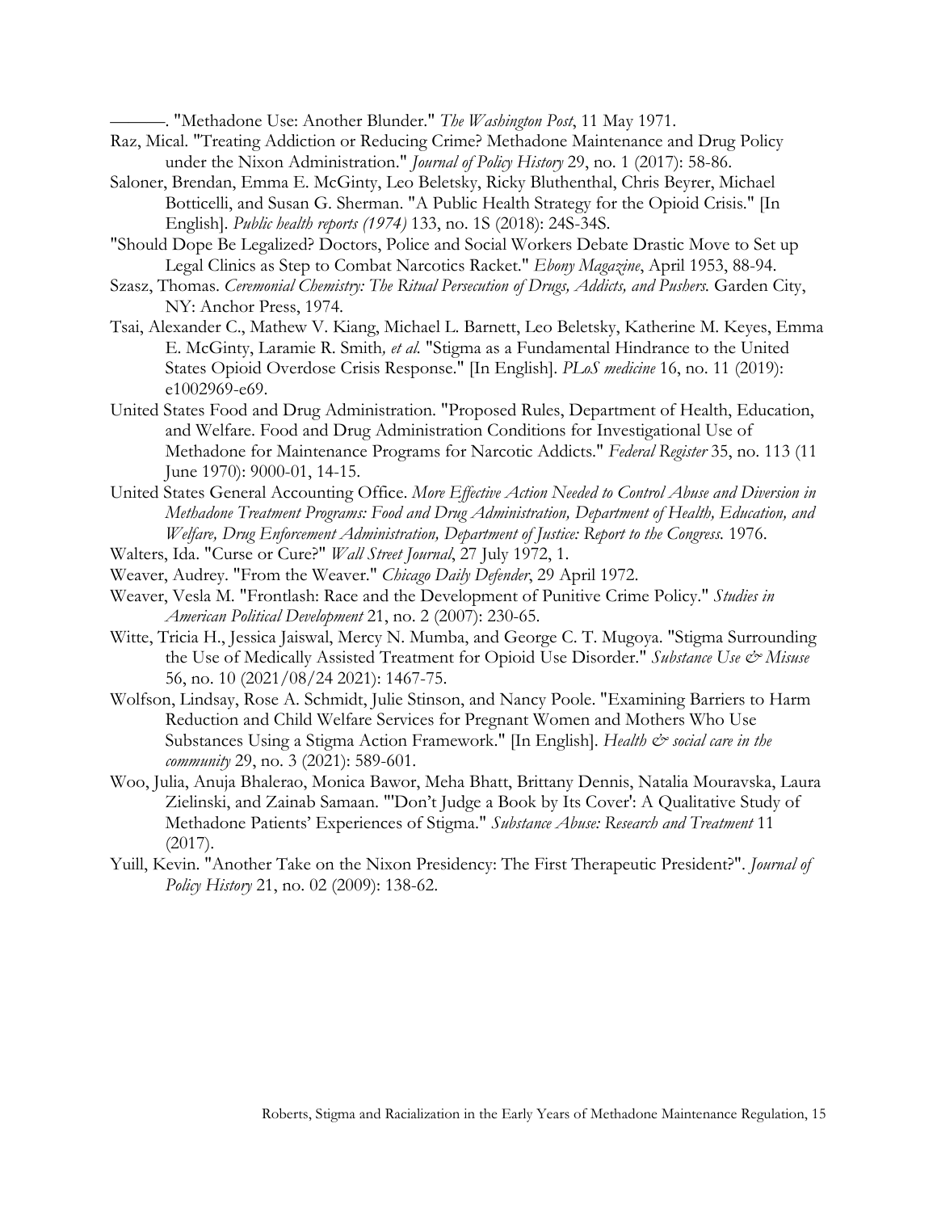———. "Methadone Use: Another Blunder." *The Washington Post*, 11 May 1971.

Raz, Mical. "Treating Addiction or Reducing Crime? Methadone Maintenance and Drug Policy under the Nixon Administration." *Journal of Policy History* 29, no. 1 (2017): 58-86.

Saloner, Brendan, Emma E. McGinty, Leo Beletsky, Ricky Bluthenthal, Chris Beyrer, Michael Botticelli, and Susan G. Sherman. "A Public Health Strategy for the Opioid Crisis." [In English]. *Public health reports (1974)* 133, no. 1S (2018): 24S-34S.

"Should Dope Be Legalized? Doctors, Police and Social Workers Debate Drastic Move to Set up Legal Clinics as Step to Combat Narcotics Racket." *Ebony Magazine*, April 1953, 88-94.

Szasz, Thomas. *Ceremonial Chemistry: The Ritual Persecution of Drugs, Addicts, and Pushers.* Garden City, NY: Anchor Press, 1974.

Tsai, Alexander C., Mathew V. Kiang, Michael L. Barnett, Leo Beletsky, Katherine M. Keyes, Emma E. McGinty, Laramie R. Smith*, et al.* "Stigma as a Fundamental Hindrance to the United States Opioid Overdose Crisis Response." [In English]. *PLoS medicine* 16, no. 11 (2019): e1002969-e69.

United States Food and Drug Administration. "Proposed Rules, Department of Health, Education, and Welfare. Food and Drug Administration Conditions for Investigational Use of Methadone for Maintenance Programs for Narcotic Addicts." *Federal Register* 35, no. 113 (11 June 1970): 9000-01, 14-15.

United States General Accounting Office. *More Effective Action Needed to Control Abuse and Diversion in Methadone Treatment Programs: Food and Drug Administration, Department of Health, Education, and Welfare, Drug Enforcement Administration, Department of Justice: Report to the Congress.* 1976.

Walters, Ida. "Curse or Cure?" *Wall Street Journal*, 27 July 1972, 1.

Weaver, Audrey. "From the Weaver." *Chicago Daily Defender*, 29 April 1972.

Weaver, Vesla M. "Frontlash: Race and the Development of Punitive Crime Policy." *Studies in American Political Development* 21, no. 2 (2007): 230-65.

Witte, Tricia H., Jessica Jaiswal, Mercy N. Mumba, and George C. T. Mugoya. "Stigma Surrounding the Use of Medically Assisted Treatment for Opioid Use Disorder." *Substance Use & Misuse* 56, no. 10 (2021/08/24 2021): 1467-75.

Wolfson, Lindsay, Rose A. Schmidt, Julie Stinson, and Nancy Poole. "Examining Barriers to Harm Reduction and Child Welfare Services for Pregnant Women and Mothers Who Use Substances Using a Stigma Action Framework." [In English]. *Health & social care in the community* 29, no. 3 (2021): 589-601.

Woo, Julia, Anuja Bhalerao, Monica Bawor, Meha Bhatt, Brittany Dennis, Natalia Mouravska, Laura Zielinski, and Zainab Samaan. "'Don't Judge a Book by Its Cover': A Qualitative Study of Methadone Patients' Experiences of Stigma." *Substance Abuse: Research and Treatment* 11 (2017).

Yuill, Kevin. "Another Take on the Nixon Presidency: The First Therapeutic President?". *Journal of Policy History* 21, no. 02 (2009): 138-62.